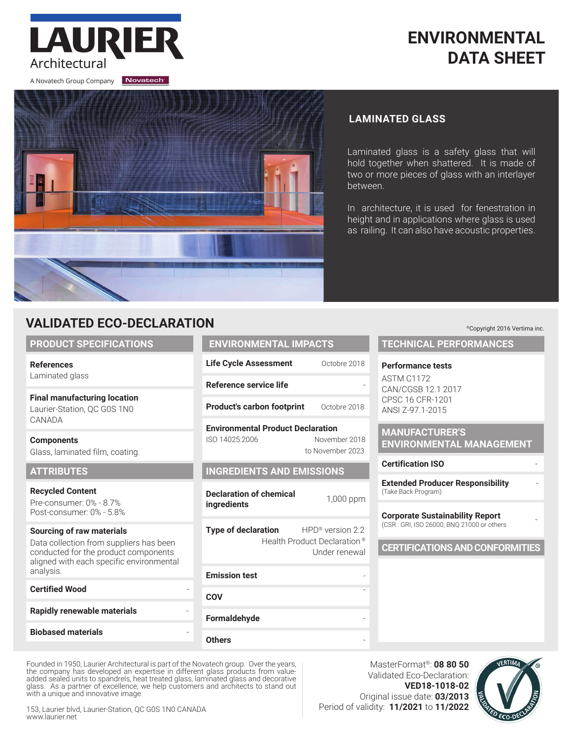LAUREIR Architectural

A Novatech Group Company Novatech

# ENVIRONMENTAL DATA SHEET

## LAMINATED GLASS

Laminated glass is a safety glass that will hold together when shattered. It is made of two or more pieces of glass with an interlayer between.

In architecture, it is used for fenestration in height and in applications where glass is used as railing. It can also have acoustic properties.

## VALIDATED ECO-DECLARATION

©Copyright 2016 Vertima inc.

### PRODUCT SPECIFICATIONS

**References**
Laminated glass

**Final manufacturing location**
Laurier-Station, QC G0S 1N0
CANADA

**Components**
Glass, laminated film, coating.

### ATTRIBUTES

**Recycled Content**
Pre-consumer: 0% - 8.7%
Post-consumer: 0% - 5.8%

**Sourcing of raw materials**
Data collection from suppliers has been conducted for the product components aligned with each specific environmental analysis.

**Certified Wood** -

**Rapidly renewable materials** -

**Biobased materials** -

### ENVIRONMENTAL IMPACTS

**Life Cycle Assessment** Octobre 2018

**Reference service life** -

**Product's carbon footprint** Octobre 2018

**Environmental Product Declaration**
ISO 14025:2006 — November 2018 to November 2023

### INGREDIENTS AND EMISSIONS

**Declaration of chemical ingredients** 1,000 ppm

**Type of declaration** HPD® version 2.2
Health Product Declaration®
Under renewal

**Emission test** -

**COV** -

**Formaldehyde** -

**Others** -

### TECHNICAL PERFORMANCES

**Performance tests**
ASTM C1172
CAN/CGSB 12.1 2017
CPSC 16 CFR-1201
ANSI Z-97.1-2015

### MANUFACTURER'S ENVIRONMENTAL MANAGEMENT

**Certification ISO** -

**Extended Producer Responsibility** -
(Take Back Program)

**Corporate Sustainability Report** -
(CSR : GRI, ISO 26000, BNQ 21000 or others)

### CERTIFICATIONS AND CONFORMITIES

Founded in 1950, Laurier Architectural is part of the Novatech group. Over the years, the company has developed an expertise in different glass products from value-added sealed units to spandrels, heat treated glass, laminated glass and decorative glass. As a partner of excellence, we help customers and architects to stand out with a unique and innovative image.

153, Laurier blvd, Laurier-Station, QC G0S 1N0 CANADA
www.laurier.net

MasterFormat®: **08 80 50**
Validated Eco-Declaration: **VED18-1018-02**
Original issue date: **03/2013**
Period of validity: **11/2021** to **11/2022**

VERTIMA® VALIDATED ECO-DECLARATION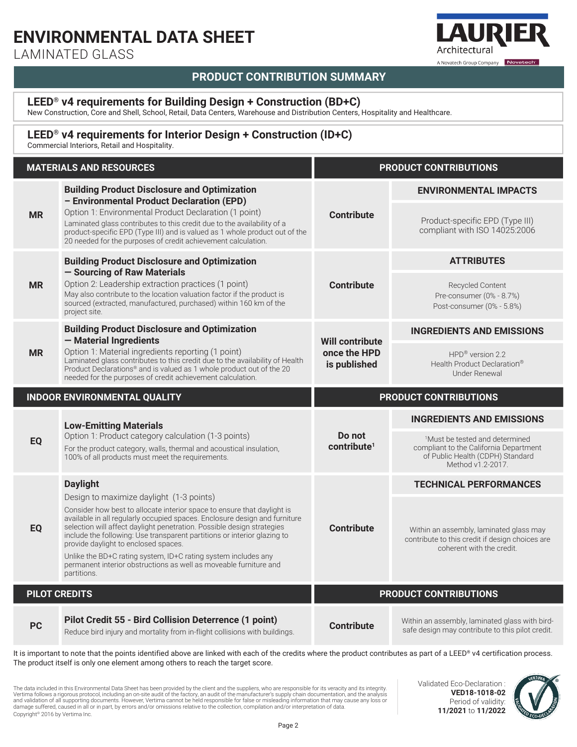# ENVIRONMENTAL DATA SHEET

LAMINATED GLASS

LAURIER Architectural

A Novatech Group Company

## PRODUCT CONTRIBUTION SUMMARY

### LEED® v4 requirements for Building Design + Construction (BD+C)

New Construction, Core and Shell, School, Retail, Data Centers, Warehouse and Distribution Centers, Hospitality and Healthcare.

### LEED® v4 requirements for Interior Design + Construction (ID+C)

Commercial Interiors, Retail and Hospitality.

| MATERIALS AND RESOURCES | | PRODUCT CONTRIBUTIONS | |
|---|---|---|---|
| MR | **Building Product Disclosure and Optimization – Environmental Product Declaration (EPD)**<br>Option 1: Environmental Product Declaration (1 point)<br>Laminated glass contributes to this credit due to the availability of a product-specific EPD (Type III) and is valued as 1 whole product out of the 20 needed for the purposes of credit achievement calculation. | **Contribute** | **ENVIRONMENTAL IMPACTS**<br>Product-specific EPD (Type III) compliant with ISO 14025:2006 |
| MR | **Building Product Disclosure and Optimization — Sourcing of Raw Materials**<br>Option 2: Leadership extraction practices (1 point)<br>May also contribute to the location valuation factor if the product is sourced (extracted, manufactured, purchased) within 160 km of the project site. | **Contribute** | **ATTRIBUTES**<br>Recycled Content<br>Pre-consumer (0% - 8.7%)<br>Post-consumer (0% - 5.8%) |
| MR | **Building Product Disclosure and Optimization — Material Ingredients**<br>Option 1: Material ingredients reporting (1 point)<br>Laminated glass contributes to this credit due to the availability of Health Product Declarations® and is valued as 1 whole product out of the 20 needed for the purposes of credit achievement calculation. | **Will contribute once the HPD is published** | **INGREDIENTS AND EMISSIONS**<br>HPD® version 2.2<br>Health Product Declaration®<br>Under Renewal |

| INDOOR ENVIRONMENTAL QUALITY | | PRODUCT CONTRIBUTIONS | |
|---|---|---|---|
| EQ | **Low-Emitting Materials**<br>Option 1: Product category calculation (1-3 points)<br>For the product category, walls, thermal and acoustical insulation, 100% of all products must meet the requirements. | **Do not contribute**[1] | **INGREDIENTS AND EMISSIONS**<br>[1]Must be tested and determined compliant to the California Department of Public Health (CDPH) Standard Method v1.2-2017. |
| EQ | **Daylight**<br>Design to maximize daylight (1-3 points)<br>Consider how best to allocate interior space to ensure that daylight is available in all regularly occupied spaces. Enclosure design and furniture selection will affect daylight penetration. Possible design strategies include the following: Use transparent partitions or interior glazing to provide daylight to enclosed spaces.<br>Unlike the BD+C rating system, ID+C rating system includes any permanent interior obstructions as well as moveable furniture and partitions. | **Contribute** | **TECHNICAL PERFORMANCES**<br>Within an assembly, laminated glass may contribute to this credit if design choices are coherent with the credit. |

| PILOT CREDITS | | PRODUCT CONTRIBUTIONS | |
|---|---|---|---|
| PC | **Pilot Credit 55 - Bird Collision Deterrence (1 point)**<br>Reduce bird injury and mortality from in-flight collisions with buildings. | **Contribute** | Within an assembly, laminated glass with bird-safe design may contribute to this pilot credit. |

It is important to note that the points identified above are linked with each of the credits where the product contributes as part of a LEED® v4 certification process. The product itself is only one element among others to reach the target score.

The data included in this Environmental Data Sheet has been provided by the client and the suppliers, who are responsible for its veracity and its integrity. Vertima follows a rigorous protocol, including an on-site audit of the factory, an audit of the manufacturer's supply chain documentation, and the analysis and validation of all supporting documents. However, Vertima cannot be held responsible for false or misleading information that may cause any loss or damage suffered, caused in all or in part, by errors and/or omissions relative to the collection, compilation and/or interpretation of data.
Copyright© 2016 by Vertima Inc.

Validated Eco-Declaration : **VED18-1018-02**
Period of validity: **11/2021** to **11/2022**